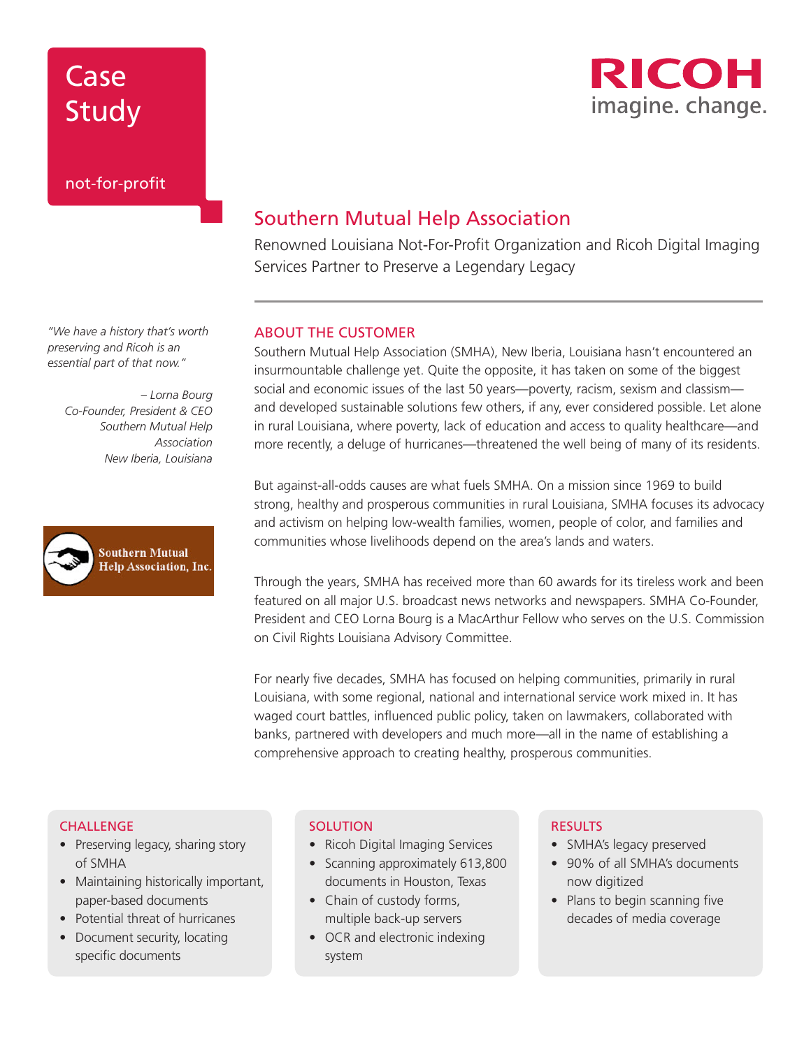Case Study

not-for-profit

RICOH imagine. change.

# Southern Mutual Help Association

Renowned Louisiana Not-For-Profit Organization and Ricoh Digital Imaging Services Partner to Preserve a Legendary Legacy

*"We have a history that's worth preserving and Ricoh is an essential part of that now."*

*– Lorna Bourg*
*Co-Founder, President & CEO*
*Southern Mutual Help Association*
*New Iberia, Louisiana*

Southern Mutual Help Association, Inc.

## ABOUT THE CUSTOMER

Southern Mutual Help Association (SMHA), New Iberia, Louisiana hasn't encountered an insurmountable challenge yet. Quite the opposite, it has taken on some of the biggest social and economic issues of the last 50 years—poverty, racism, sexism and classism—and developed sustainable solutions few others, if any, ever considered possible. Let alone in rural Louisiana, where poverty, lack of education and access to quality healthcare—and more recently, a deluge of hurricanes—threatened the well being of many of its residents.

But against-all-odds causes are what fuels SMHA. On a mission since 1969 to build strong, healthy and prosperous communities in rural Louisiana, SMHA focuses its advocacy and activism on helping low-wealth families, women, people of color, and families and communities whose livelihoods depend on the area's lands and waters.

Through the years, SMHA has received more than 60 awards for its tireless work and been featured on all major U.S. broadcast news networks and newspapers. SMHA Co-Founder, President and CEO Lorna Bourg is a MacArthur Fellow who serves on the U.S. Commission on Civil Rights Louisiana Advisory Committee.

For nearly five decades, SMHA has focused on helping communities, primarily in rural Louisiana, with some regional, national and international service work mixed in. It has waged court battles, influenced public policy, taken on lawmakers, collaborated with banks, partnered with developers and much more—all in the name of establishing a comprehensive approach to creating healthy, prosperous communities.

### CHALLENGE

- Preserving legacy, sharing story of SMHA
- Maintaining historically important, paper-based documents
- Potential threat of hurricanes
- Document security, locating specific documents

### SOLUTION

- Ricoh Digital Imaging Services
- Scanning approximately 613,800 documents in Houston, Texas
- Chain of custody forms, multiple back-up servers
- OCR and electronic indexing system

### RESULTS

- SMHA's legacy preserved
- 90% of all SMHA's documents now digitized
- Plans to begin scanning five decades of media coverage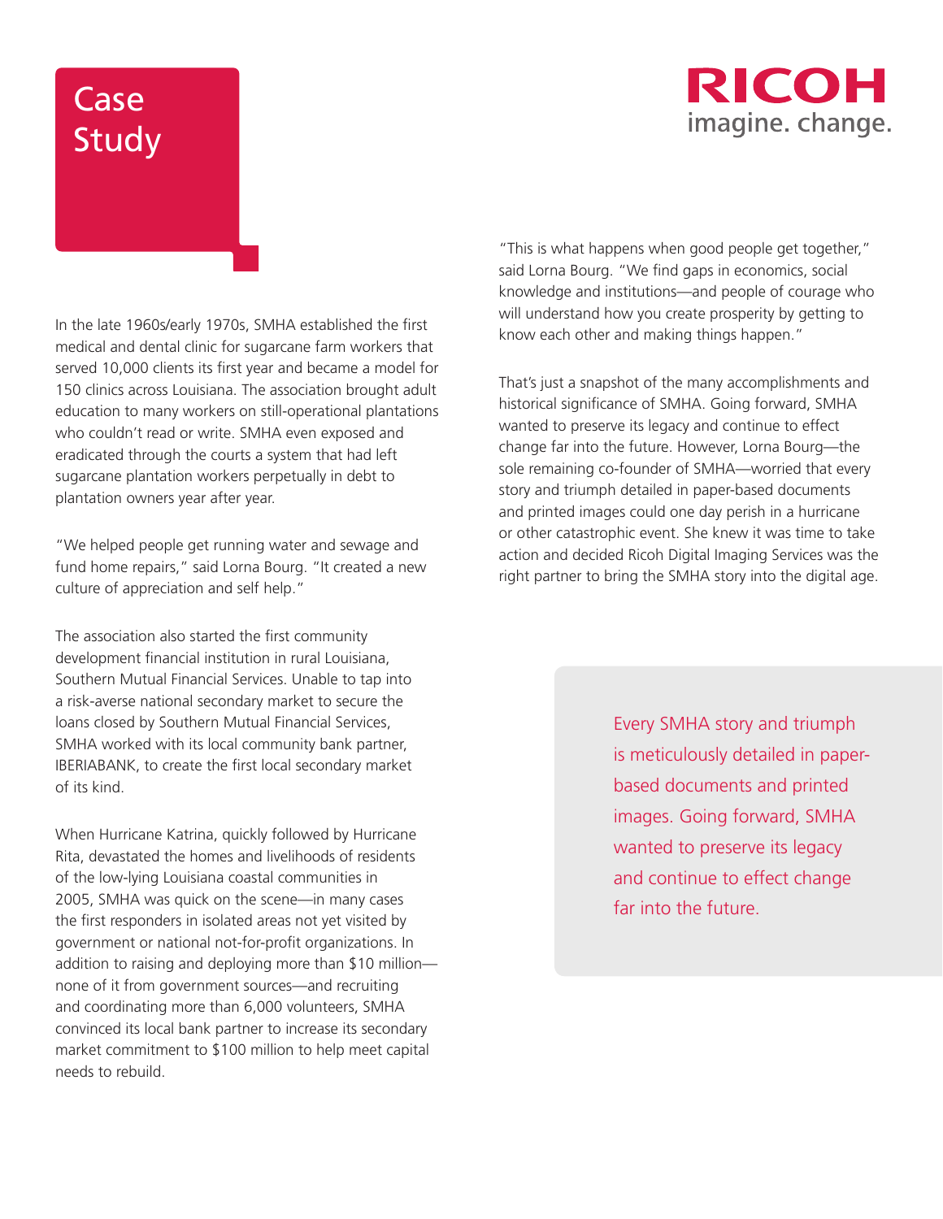# Case Study

In the late 1960s/early 1970s, SMHA established the first medical and dental clinic for sugarcane farm workers that served 10,000 clients its first year and became a model for 150 clinics across Louisiana. The association brought adult education to many workers on still-operational plantations who couldn't read or write. SMHA even exposed and eradicated through the courts a system that had left sugarcane plantation workers perpetually in debt to plantation owners year after year.

"We helped people get running water and sewage and fund home repairs," said Lorna Bourg. "It created a new culture of appreciation and self help."

The association also started the first community development financial institution in rural Louisiana, Southern Mutual Financial Services. Unable to tap into a risk-averse national secondary market to secure the loans closed by Southern Mutual Financial Services, SMHA worked with its local community bank partner, IBERIABANK, to create the first local secondary market of its kind.

When Hurricane Katrina, quickly followed by Hurricane Rita, devastated the homes and livelihoods of residents of the low-lying Louisiana coastal communities in 2005, SMHA was quick on the scene—in many cases the first responders in isolated areas not yet visited by government or national not-for-profit organizations. In addition to raising and deploying more than $10 million—none of it from government sources—and recruiting and coordinating more than 6,000 volunteers, SMHA convinced its local bank partner to increase its secondary market commitment to $100 million to help meet capital needs to rebuild.

"This is what happens when good people get together," said Lorna Bourg. "We find gaps in economics, social knowledge and institutions—and people of courage who will understand how you create prosperity by getting to know each other and making things happen."

That's just a snapshot of the many accomplishments and historical significance of SMHA. Going forward, SMHA wanted to preserve its legacy and continue to effect change far into the future. However, Lorna Bourg—the sole remaining co-founder of SMHA—worried that every story and triumph detailed in paper-based documents and printed images could one day perish in a hurricane or other catastrophic event. She knew it was time to take action and decided Ricoh Digital Imaging Services was the right partner to bring the SMHA story into the digital age.

> Every SMHA story and triumph is meticulously detailed in paper-based documents and printed images. Going forward, SMHA wanted to preserve its legacy and continue to effect change far into the future.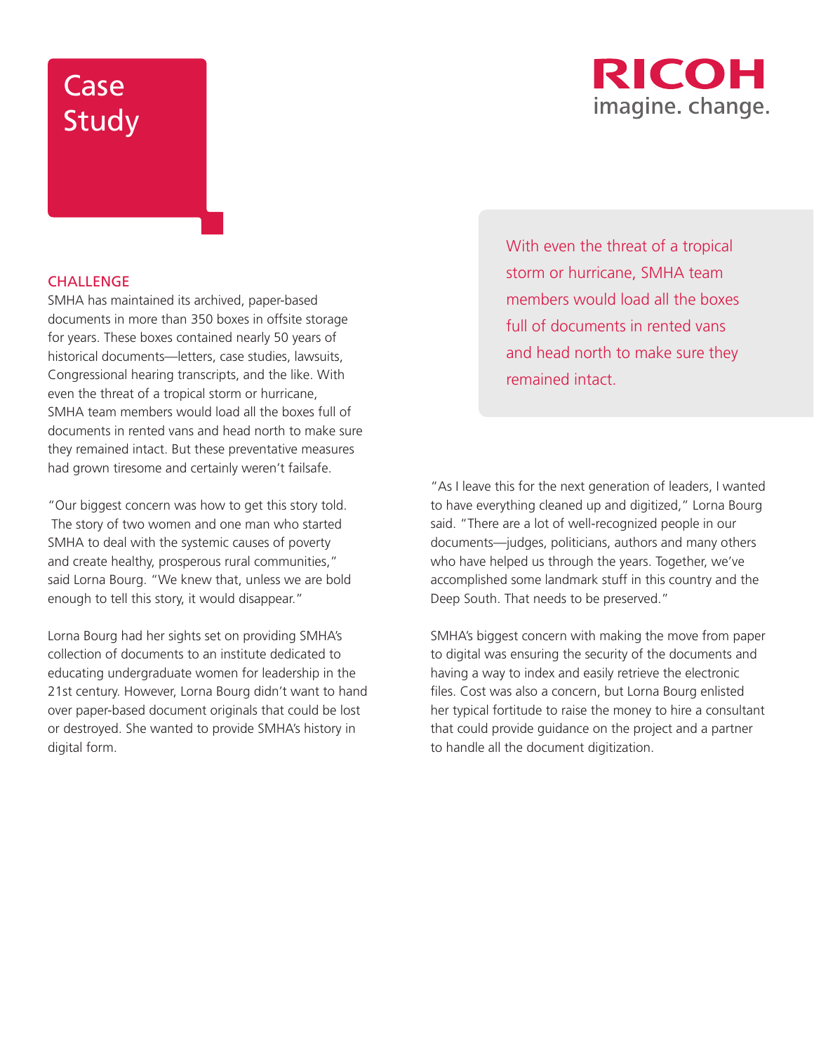# Case Study

RICOH
imagine. change.

## CHALLENGE

SMHA has maintained its archived, paper-based documents in more than 350 boxes in offsite storage for years. These boxes contained nearly 50 years of historical documents—letters, case studies, lawsuits, Congressional hearing transcripts, and the like. With even the threat of a tropical storm or hurricane, SMHA team members would load all the boxes full of documents in rented vans and head north to make sure they remained intact. But these preventative measures had grown tiresome and certainly weren't failsafe.

"Our biggest concern was how to get this story told. The story of two women and one man who started SMHA to deal with the systemic causes of poverty and create healthy, prosperous rural communities," said Lorna Bourg. "We knew that, unless we are bold enough to tell this story, it would disappear."

Lorna Bourg had her sights set on providing SMHA's collection of documents to an institute dedicated to educating undergraduate women for leadership in the 21st century. However, Lorna Bourg didn't want to hand over paper-based document originals that could be lost or destroyed. She wanted to provide SMHA's history in digital form.

> With even the threat of a tropical storm or hurricane, SMHA team members would load all the boxes full of documents in rented vans and head north to make sure they remained intact.

"As I leave this for the next generation of leaders, I wanted to have everything cleaned up and digitized," Lorna Bourg said. "There are a lot of well-recognized people in our documents—judges, politicians, authors and many others who have helped us through the years. Together, we've accomplished some landmark stuff in this country and the Deep South. That needs to be preserved."

SMHA's biggest concern with making the move from paper to digital was ensuring the security of the documents and having a way to index and easily retrieve the electronic files. Cost was also a concern, but Lorna Bourg enlisted her typical fortitude to raise the money to hire a consultant that could provide guidance on the project and a partner to handle all the document digitization.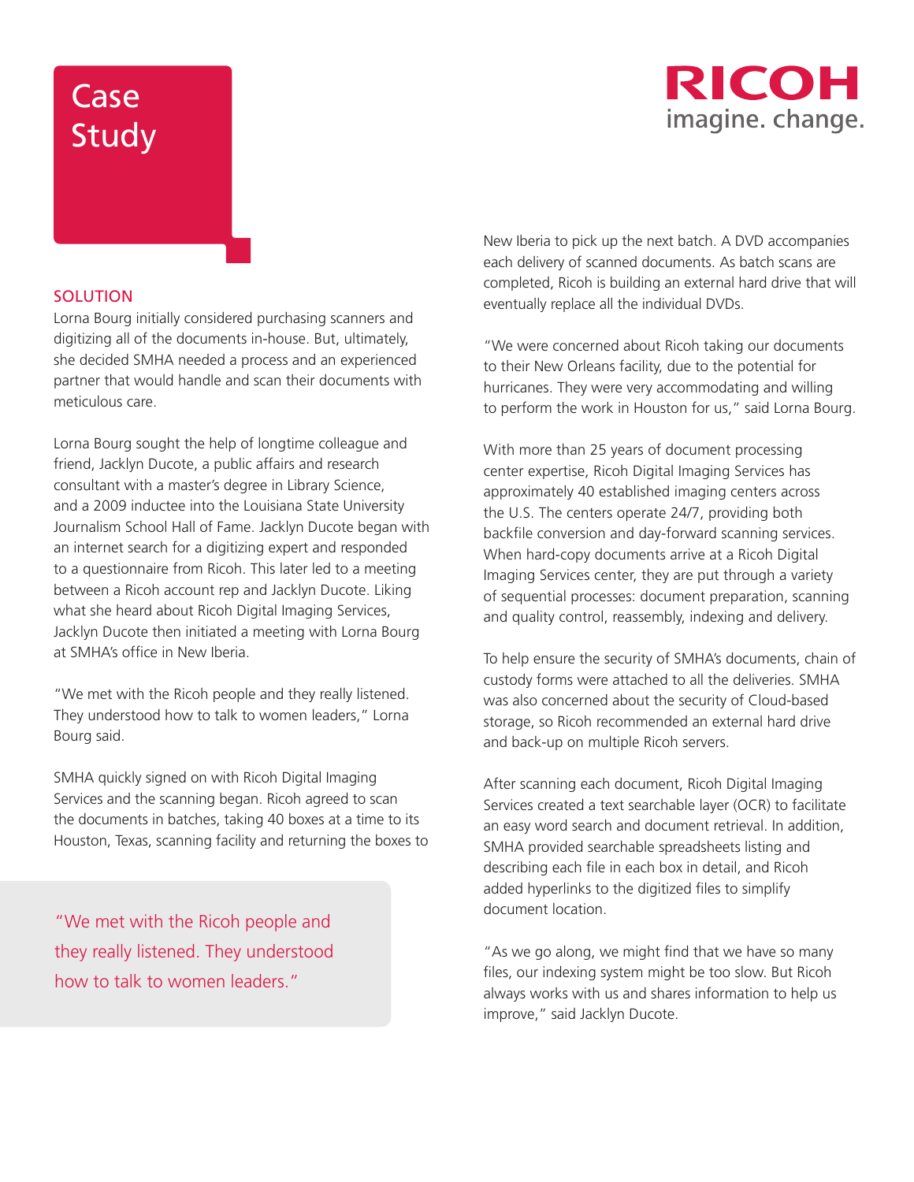# Case Study

## SOLUTION

Lorna Bourg initially considered purchasing scanners and digitizing all of the documents in-house. But, ultimately, she decided SMHA needed a process and an experienced partner that would handle and scan their documents with meticulous care.

Lorna Bourg sought the help of longtime colleague and friend, Jacklyn Ducote, a public affairs and research consultant with a master's degree in Library Science, and a 2009 inductee into the Louisiana State University Journalism School Hall of Fame. Jacklyn Ducote began with an internet search for a digitizing expert and responded to a questionnaire from Ricoh. This later led to a meeting between a Ricoh account rep and Jacklyn Ducote. Liking what she heard about Ricoh Digital Imaging Services, Jacklyn Ducote then initiated a meeting with Lorna Bourg at SMHA's office in New Iberia.

"We met with the Ricoh people and they really listened. They understood how to talk to women leaders," Lorna Bourg said.

SMHA quickly signed on with Ricoh Digital Imaging Services and the scanning began. Ricoh agreed to scan the documents in batches, taking 40 boxes at a time to its Houston, Texas, scanning facility and returning the boxes to New Iberia to pick up the next batch. A DVD accompanies each delivery of scanned documents. As batch scans are completed, Ricoh is building an external hard drive that will eventually replace all the individual DVDs.

> "We met with the Ricoh people and they really listened. They understood how to talk to women leaders."

"We were concerned about Ricoh taking our documents to their New Orleans facility, due to the potential for hurricanes. They were very accommodating and willing to perform the work in Houston for us," said Lorna Bourg.

With more than 25 years of document processing center expertise, Ricoh Digital Imaging Services has approximately 40 established imaging centers across the U.S. The centers operate 24/7, providing both backfile conversion and day-forward scanning services. When hard-copy documents arrive at a Ricoh Digital Imaging Services center, they are put through a variety of sequential processes: document preparation, scanning and quality control, reassembly, indexing and delivery.

To help ensure the security of SMHA's documents, chain of custody forms were attached to all the deliveries. SMHA was also concerned about the security of Cloud-based storage, so Ricoh recommended an external hard drive and back-up on multiple Ricoh servers.

After scanning each document, Ricoh Digital Imaging Services created a text searchable layer (OCR) to facilitate an easy word search and document retrieval. In addition, SMHA provided searchable spreadsheets listing and describing each file in each box in detail, and Ricoh added hyperlinks to the digitized files to simplify document location.

"As we go along, we might find that we have so many files, our indexing system might be too slow. But Ricoh always works with us and shares information to help us improve," said Jacklyn Ducote.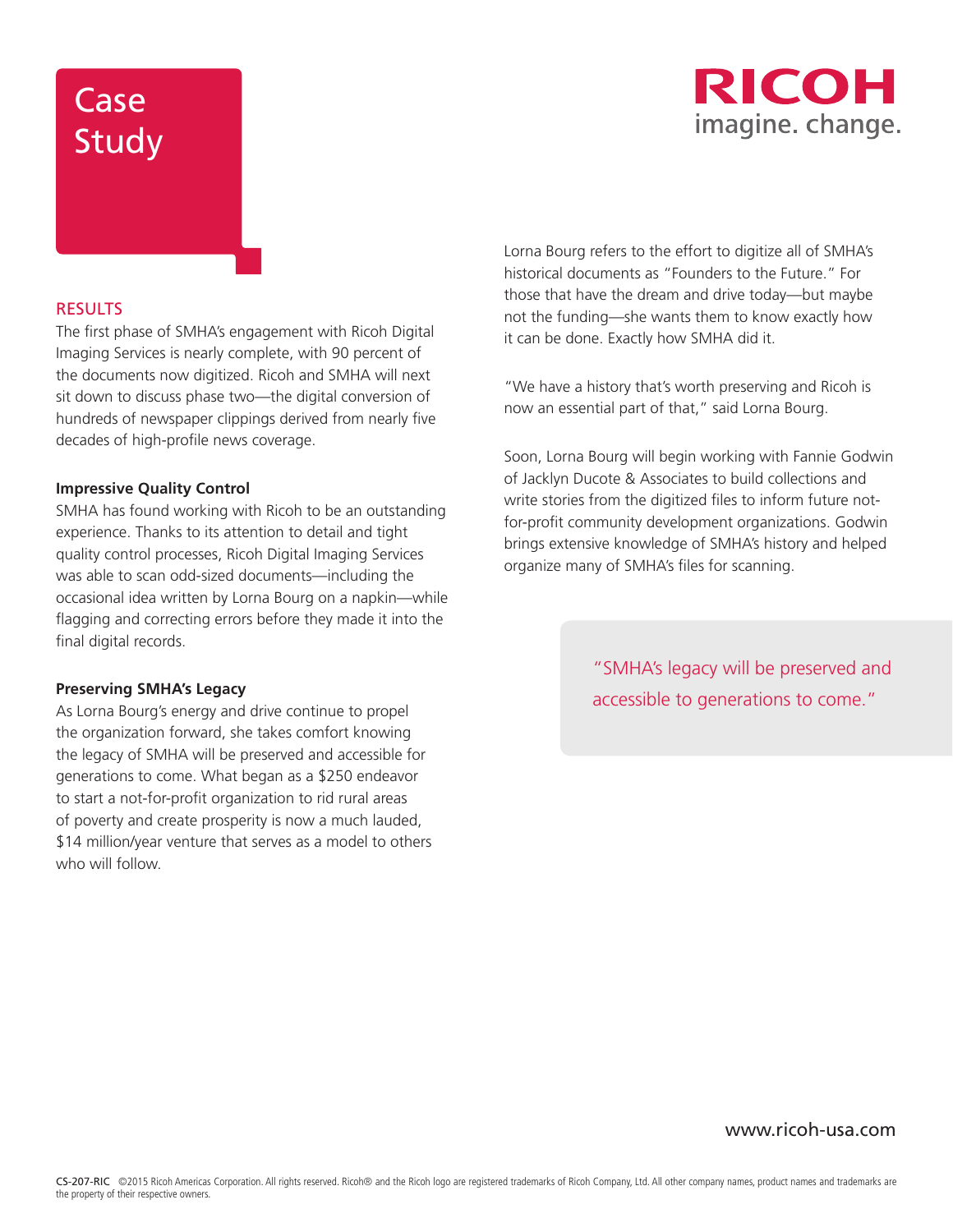# Case Study

RICOH
imagine. change.

## RESULTS

The first phase of SMHA's engagement with Ricoh Digital Imaging Services is nearly complete, with 90 percent of the documents now digitized. Ricoh and SMHA will next sit down to discuss phase two—the digital conversion of hundreds of newspaper clippings derived from nearly five decades of high-profile news coverage.

### Impressive Quality Control

SMHA has found working with Ricoh to be an outstanding experience. Thanks to its attention to detail and tight quality control processes, Ricoh Digital Imaging Services was able to scan odd-sized documents—including the occasional idea written by Lorna Bourg on a napkin—while flagging and correcting errors before they made it into the final digital records.

### Preserving SMHA's Legacy

As Lorna Bourg's energy and drive continue to propel the organization forward, she takes comfort knowing the legacy of SMHA will be preserved and accessible for generations to come. What began as a $250 endeavor to start a not-for-profit organization to rid rural areas of poverty and create prosperity is now a much lauded, $14 million/year venture that serves as a model to others who will follow.

Lorna Bourg refers to the effort to digitize all of SMHA's historical documents as "Founders to the Future." For those that have the dream and drive today—but maybe not the funding—she wants them to know exactly how it can be done. Exactly how SMHA did it.

"We have a history that's worth preserving and Ricoh is now an essential part of that," said Lorna Bourg.

Soon, Lorna Bourg will begin working with Fannie Godwin of Jacklyn Ducote & Associates to build collections and write stories from the digitized files to inform future not-for-profit community development organizations. Godwin brings extensive knowledge of SMHA's history and helped organize many of SMHA's files for scanning.

> "SMHA's legacy will be preserved and accessible to generations to come."

www.ricoh-usa.com

CS-207-RIC ©2015 Ricoh Americas Corporation. All rights reserved. Ricoh® and the Ricoh logo are registered trademarks of Ricoh Company, Ltd. All other company names, product names and trademarks are the property of their respective owners.